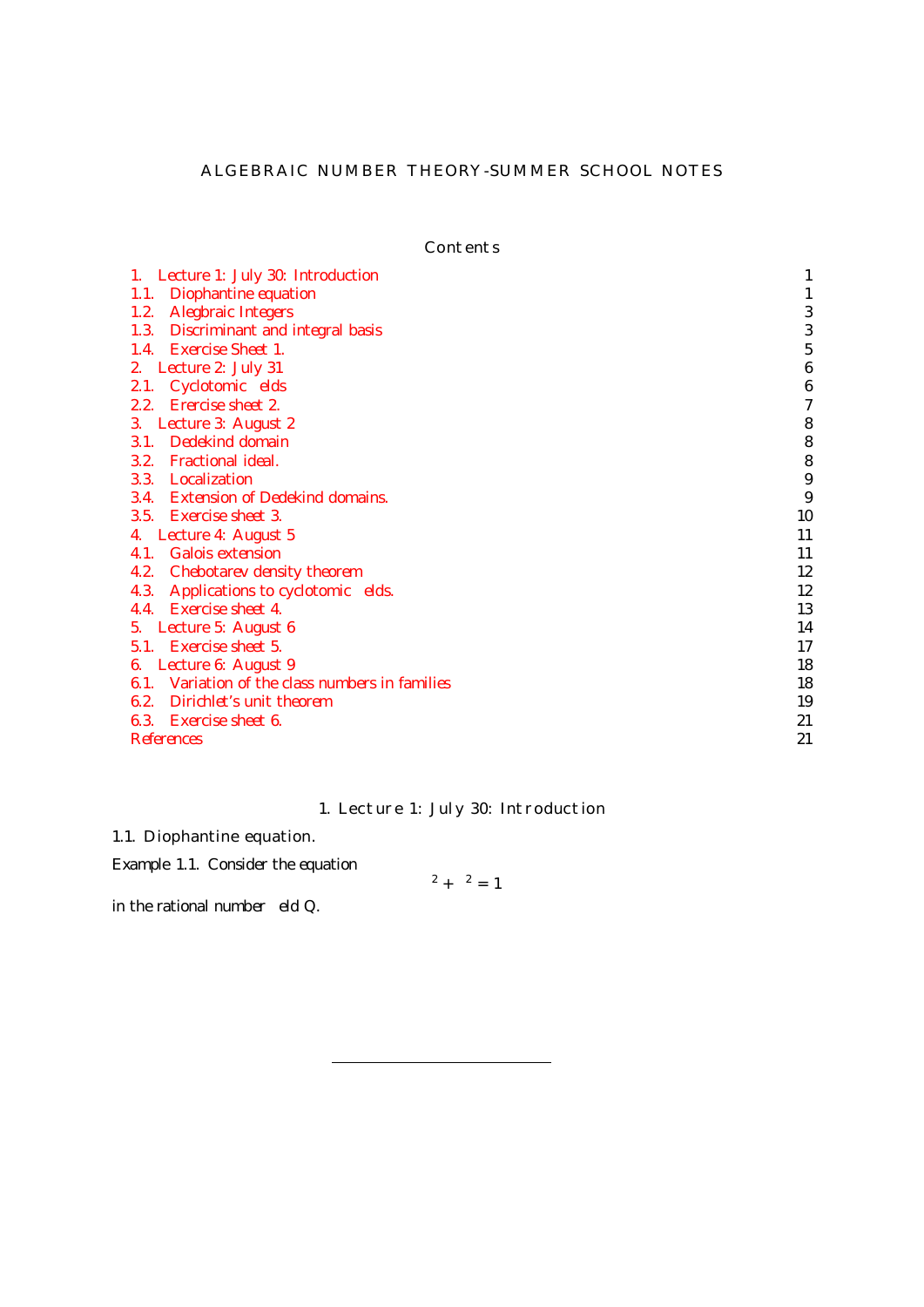# ALGEBRAIC NUMBER THEORY-SUMMER SCHOOL NOTES

## Contents

| | |
|---|---|
| 1. Lecture 1: July 30: Introduction | 1 |
| 1.1. Diophantine equation | 1 |
| 1.2. Alegbraic Integers | 3 |
| 1.3. Discriminant and integral basis | 3 |
| 1.4. Exercise Sheet 1. | 5 |
| 2. Lecture 2: July 31 | 6 |
| 2.1. Cyclotomic elds | 6 |
| 2.2. Erercise sheet 2. | 7 |
| 3. Lecture 3: August 2 | 8 |
| 3.1. Dedekind domain | 8 |
| 3.2. Fractional ideal. | 8 |
| 3.3. Localization | 9 |
| 3.4. Extension of Dedekind domains. | 9 |
| 3.5. Exercise sheet 3. | 10 |
| 4. Lecture 4: August 5 | 11 |
| 4.1. Galois extension | 11 |
| 4.2. Chebotarev density theorem | 12 |
| 4.3. Applications to cyclotomic elds. | 12 |
| 4.4. Exercise sheet 4. | 13 |
| 5. Lecture 5: August 6 | 14 |
| 5.1. Exercise sheet 5. | 17 |
| 6. Lecture 6: August 9 | 18 |
| 6.1. Variation of the class numbers in families | 18 |
| 6.2. Dirichlet's unit theorem | 19 |
| 6.3. Exercise sheet 6. | 21 |
| References | 21 |

## 1. Lecture 1: July 30: Introduction

### 1.1. Diophantine equation.

*Example* 1.1. Consider the equation

$$^2 + \ ^2 = 1$$

in the rational number eld Q.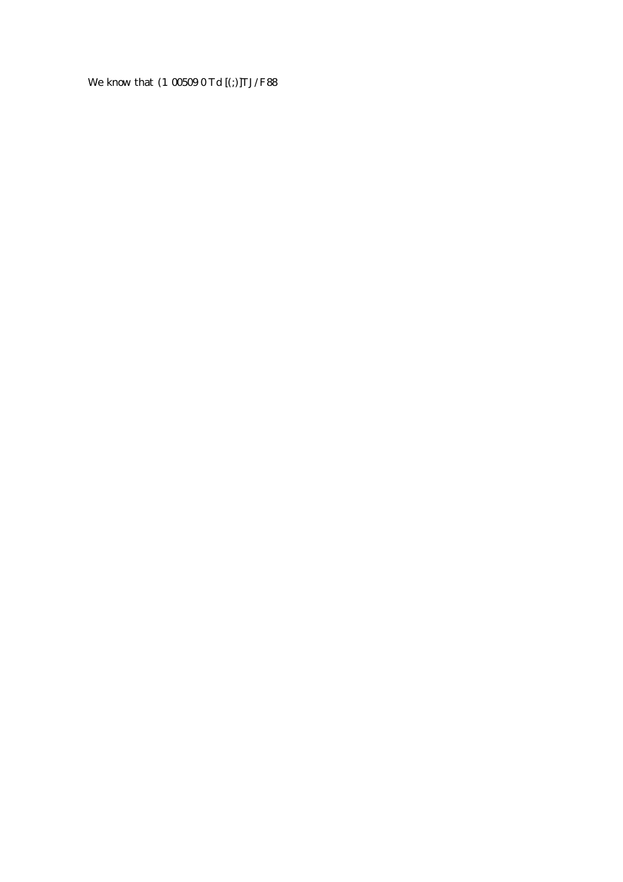We know that (1 00509 0 Td [(;)]TJ /F88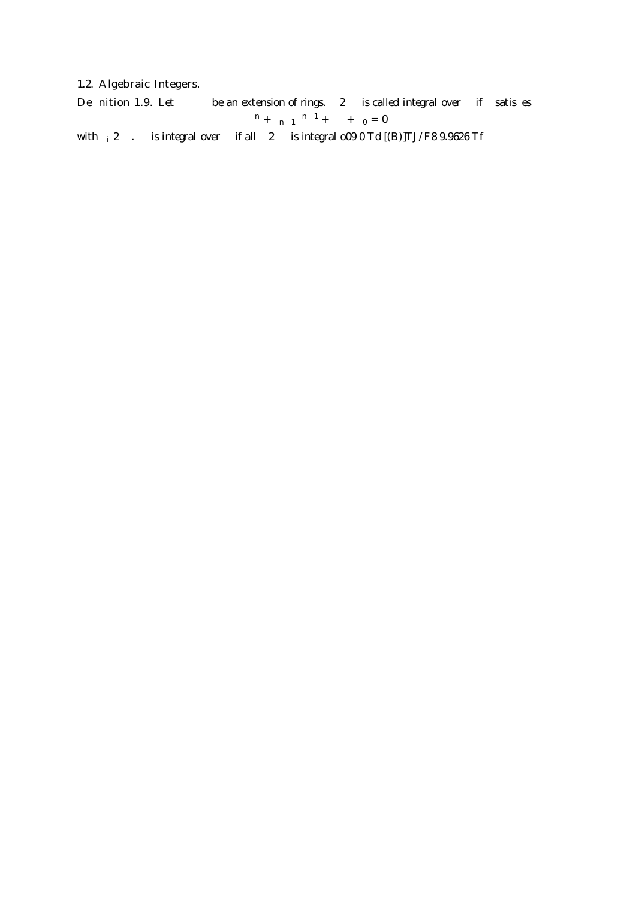## 1.2. Algebraic Integers.

De nition 1.9. Let be an extension of rings. 2 is called *integral over* if satis es

$${}^{n} + {}_{n\ 1}{}^{n\ 1} + \quad + {}_{0} = 0$$

with ${}_{i}$ 2 . is *integral over* if all 2 is integral o09 0 Td [(B)]TJ/F8 9.9626 Tf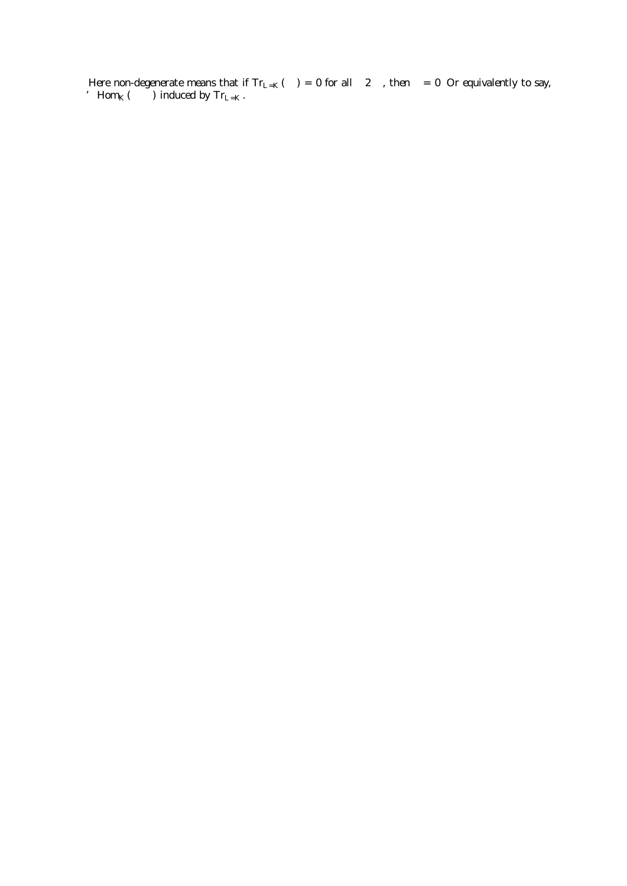Here non-degenerate means that if $\mathrm{Tr}_{L/K}(\ \ ) = 0$ for all $\ \ \in\ \ $, then $\ \ = 0$ Or equivalently to say, $\ \simeq \mathrm{Hom}_K(\ \ \ \ )$ induced by $\mathrm{Tr}_{L/K}$.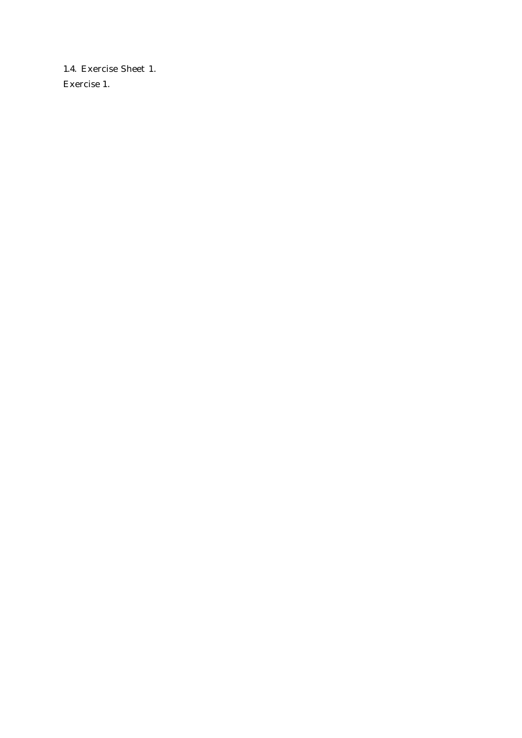### 1.4. Exercise Sheet 1.

Exercise 1.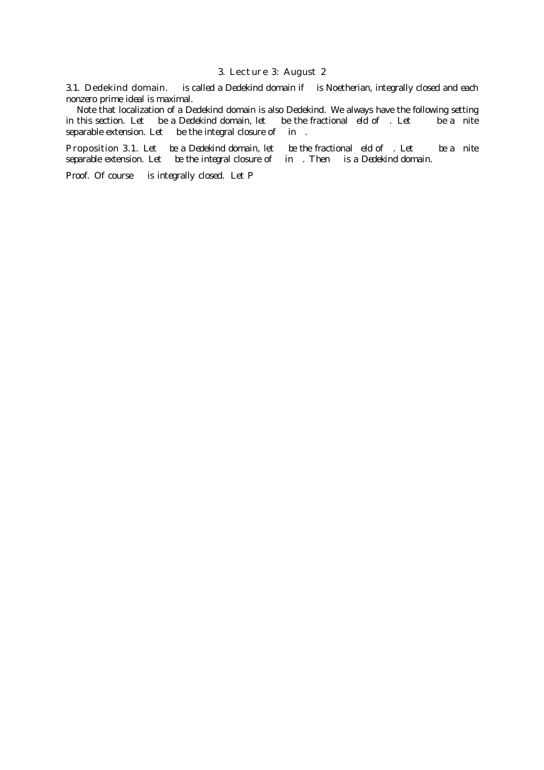# 3. Lecture 3: August 2

**3.1. Dedekind domain.** is called a Dedekind domain if is Noetherian, integrally closed and each nonzero prime ideal is maximal.

Note that localization of a Dedekind domain is also Dedekind. We always have the following setting in this section. Let be a Dedekind domain, let be the fractional eld of . Let be a nite separable extension. Let be the integral closure of in .

**Proposition 3.1.** *Let be a Dedekind domain, let be the fractional eld of . Let be a nite separable extension. Let be the integral closure of in . Then is a Dedekind domain.*

*Proof.* Of course is integrally closed. Let P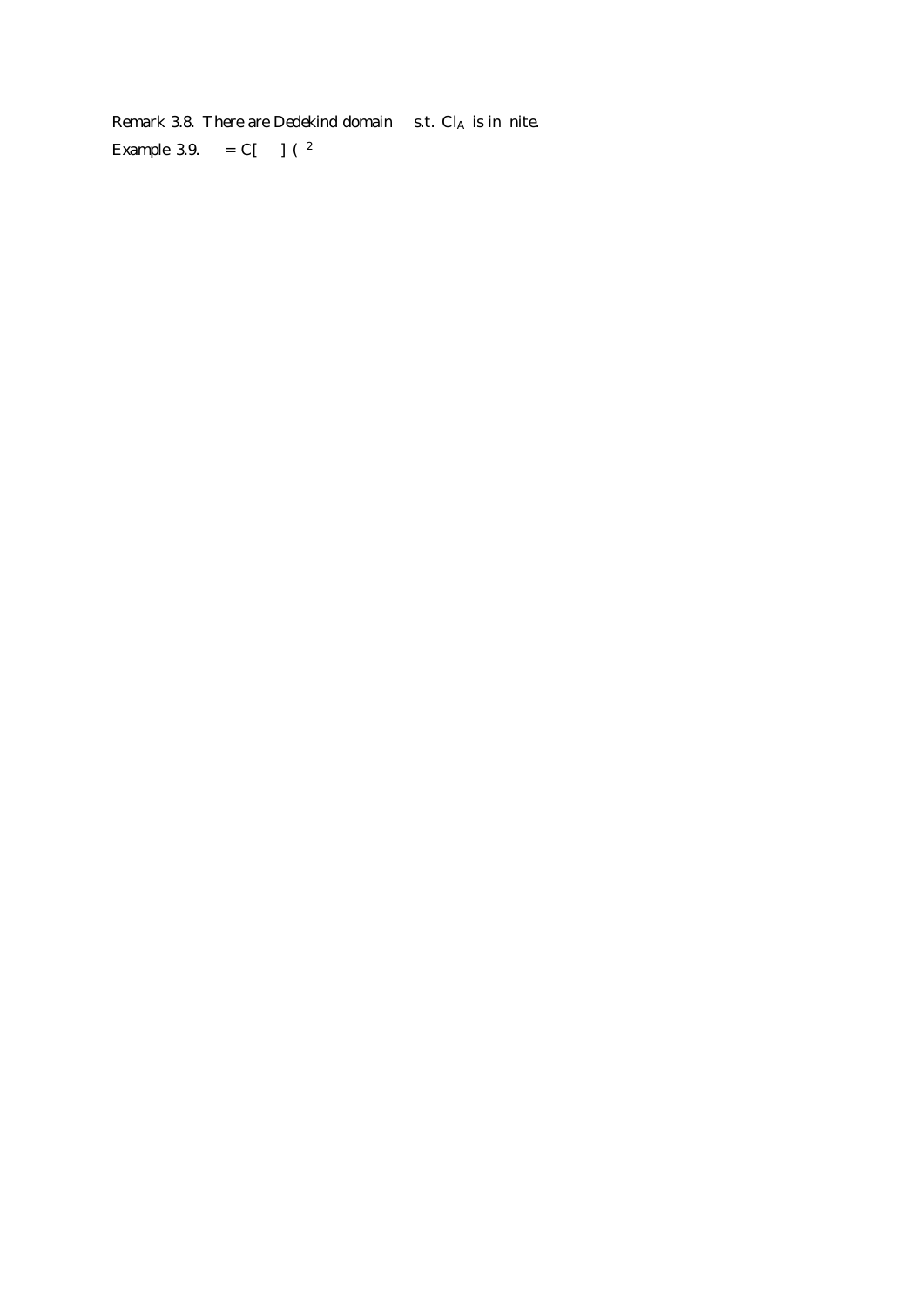Remark 3.8. There are Dedekind domain s.t. $Cl_A$ is in nite.

Example 3.9. $= C[\quad]$ ( $^2$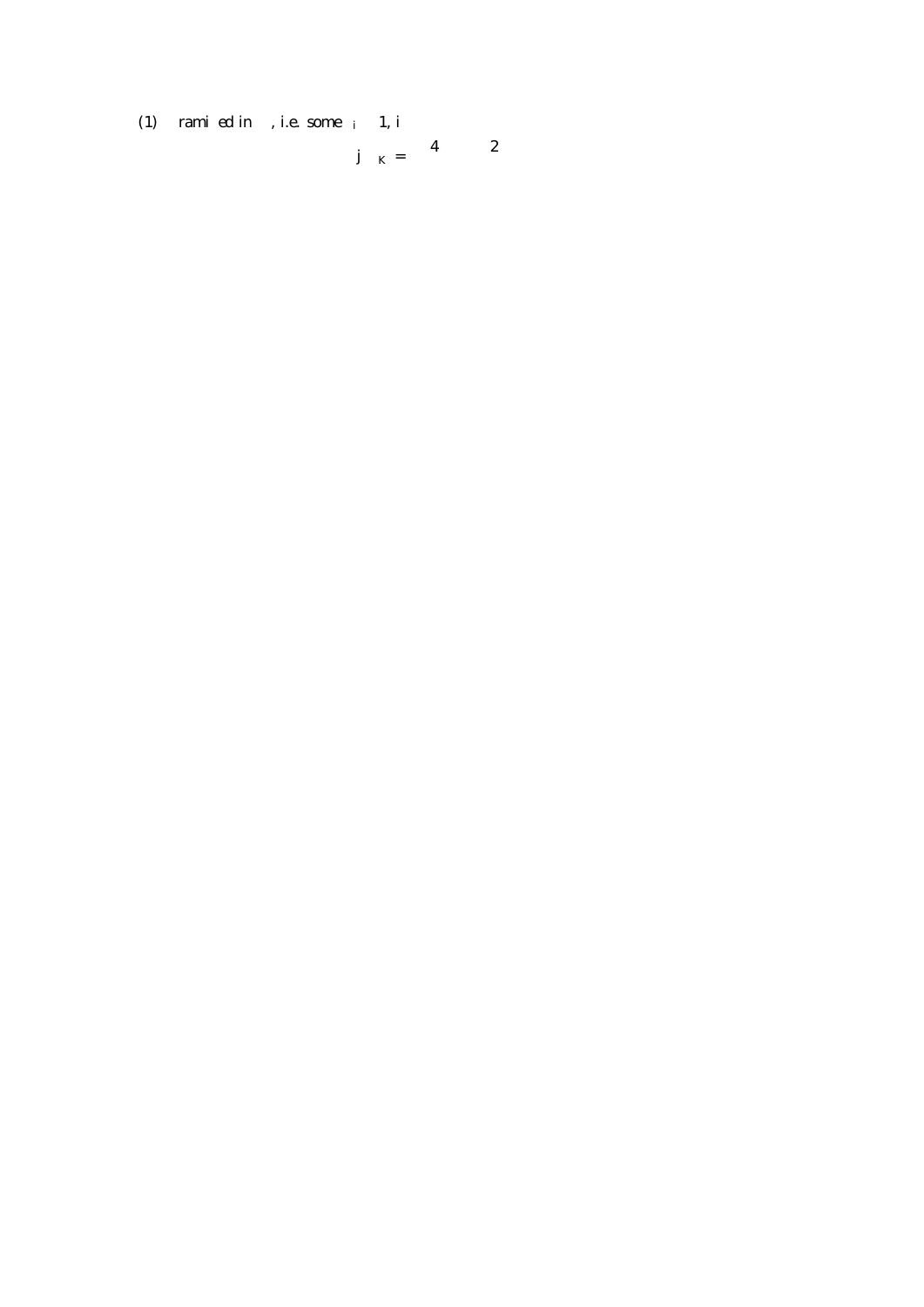(1) rami ed in , i.e. some $_i$ 1, i

$$j \quad _K = \quad 4 \qquad 2$$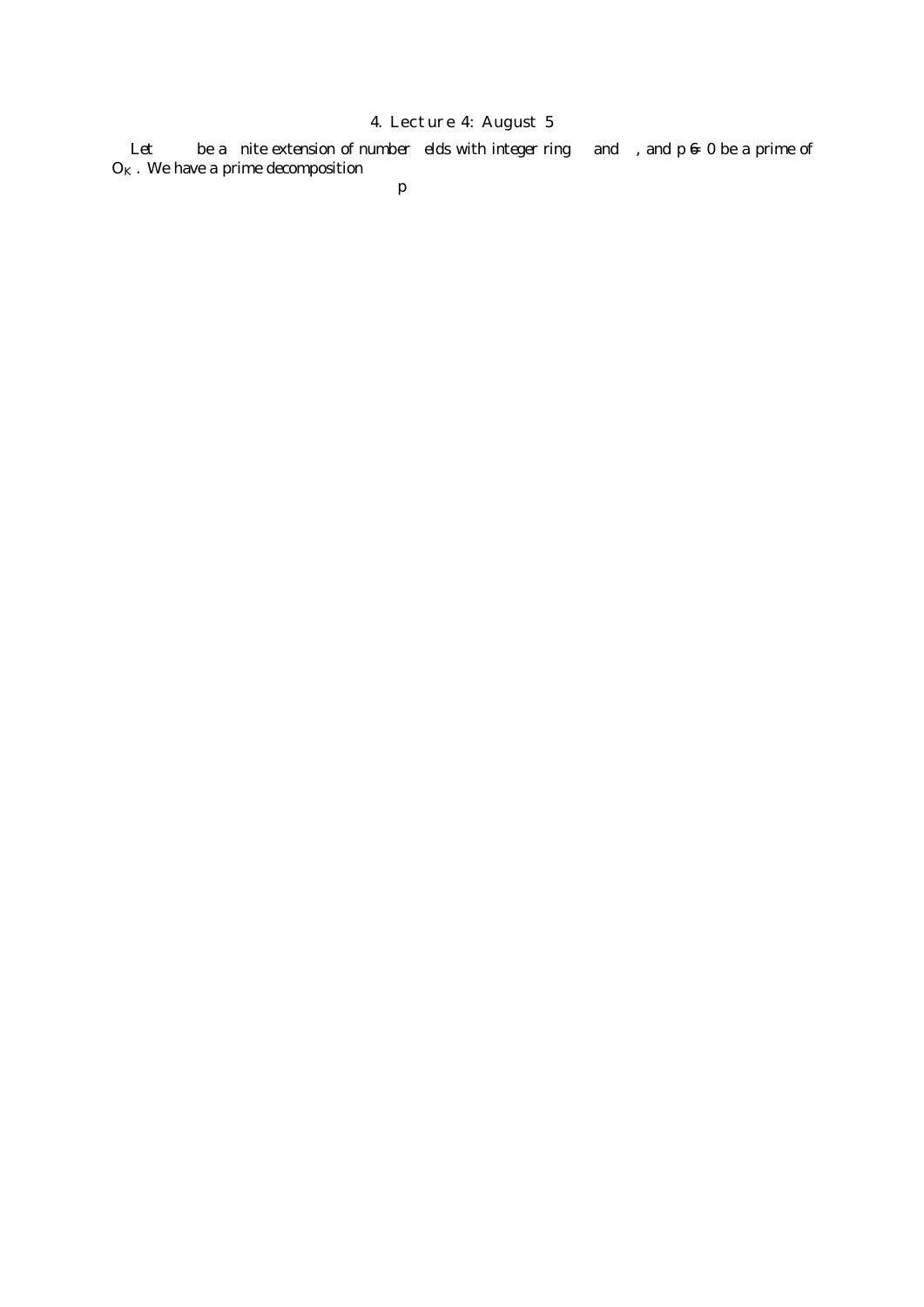## 4. Lecture 4: August 5

Let be a nite extension of number elds with integer ring and , and $p \neq 0$ be a prime of $O_K$. We have a prime decomposition

p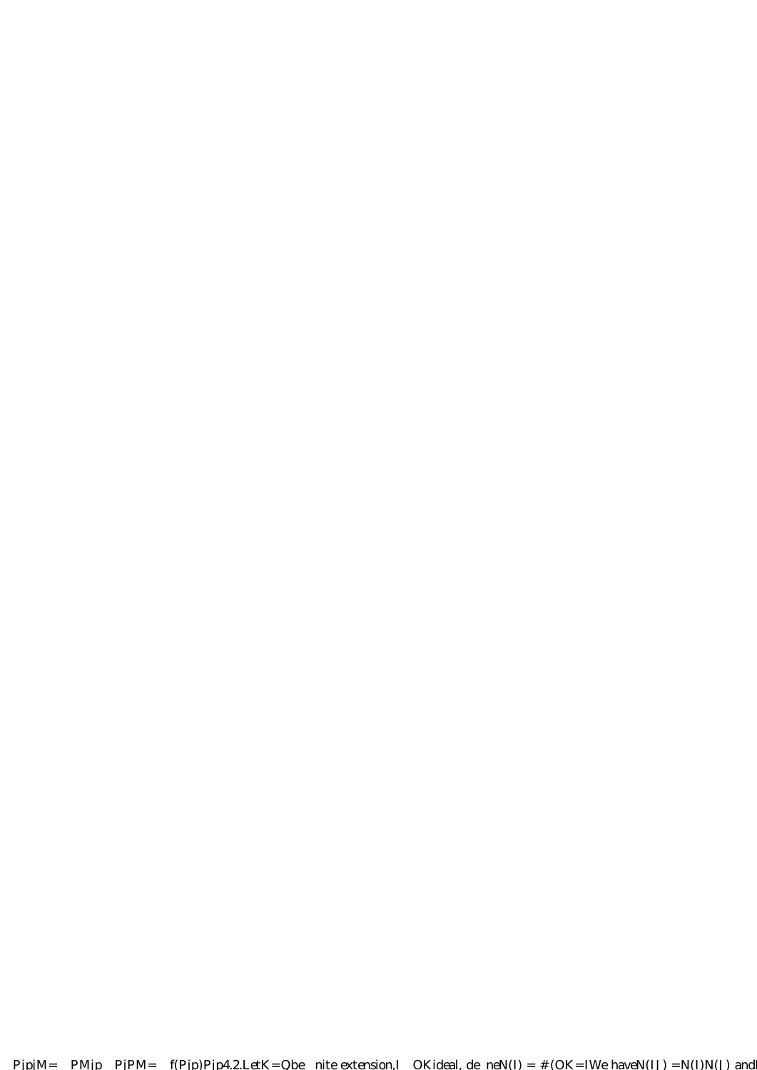PjpjM= PMjp PjPM= f(Pjp)Pjp4.2.LetK=Qbe nite extension,I OKideal, de neN(I) = #(OK=IWe haveN(IJ) =N(I)N(J) andI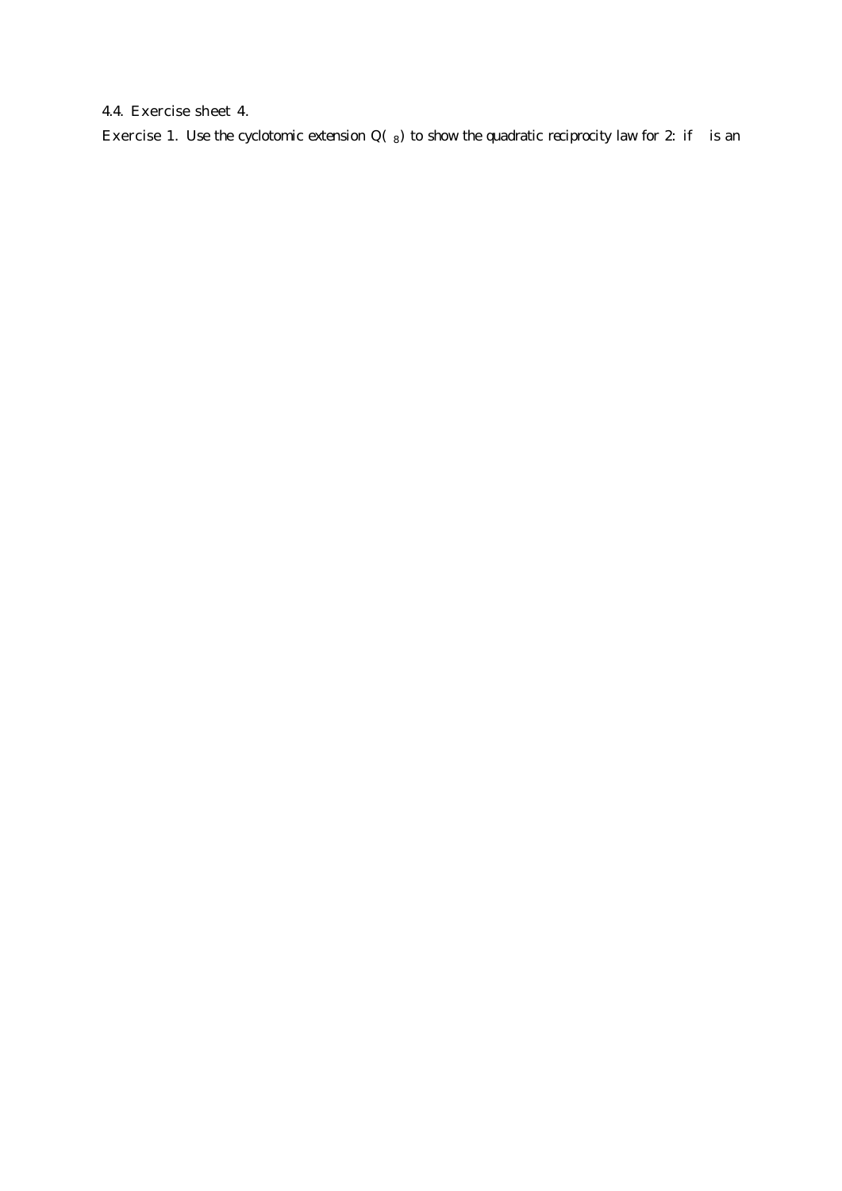### 4.4. Exercise sheet 4.

**Exercise 1.** Use the cyclotomic extension $\mathbb{Q}(\ _8)$ to show the quadratic reciprocity law for 2: if   is an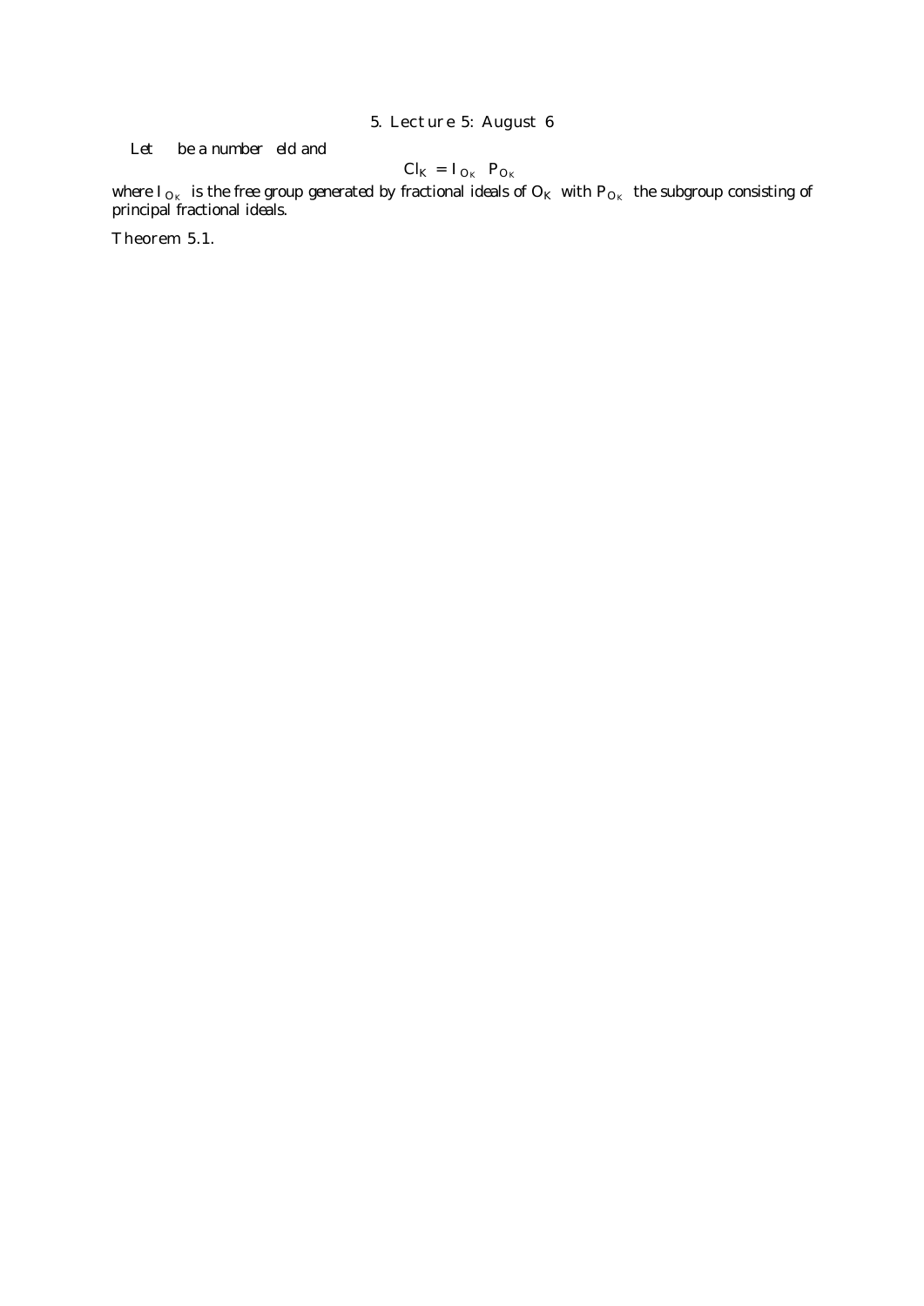## 5. Lecture 5: August 6

Let $K$ be a number field and

$$Cl_K = I_{O_K} / P_{O_K}$$

where $I_{O_K}$ is the free group generated by fractional ideals of $O_K$ with $P_{O_K}$ the subgroup consisting of principal fractional ideals.

**Theorem 5.1.**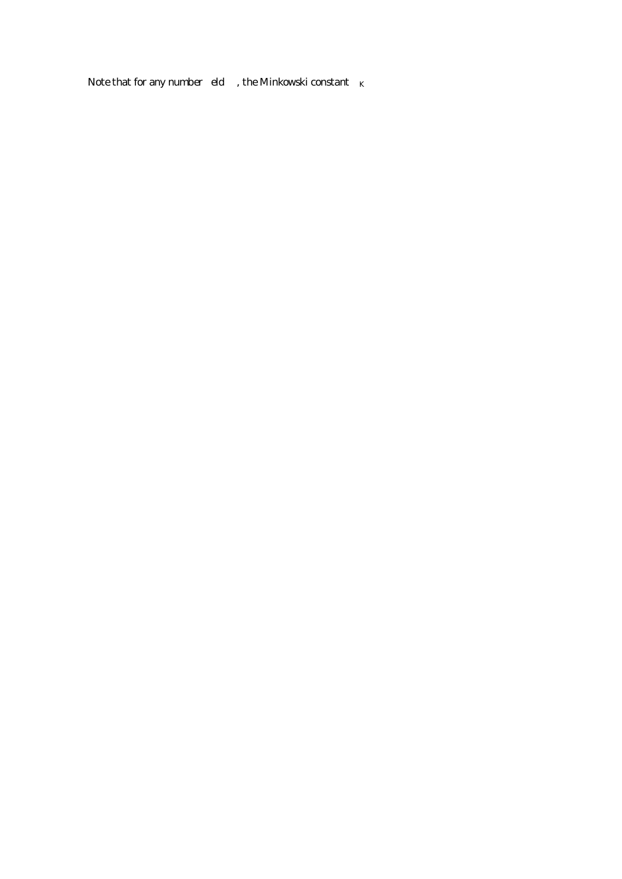Note that for any number eld , the Minkowski constant $_K$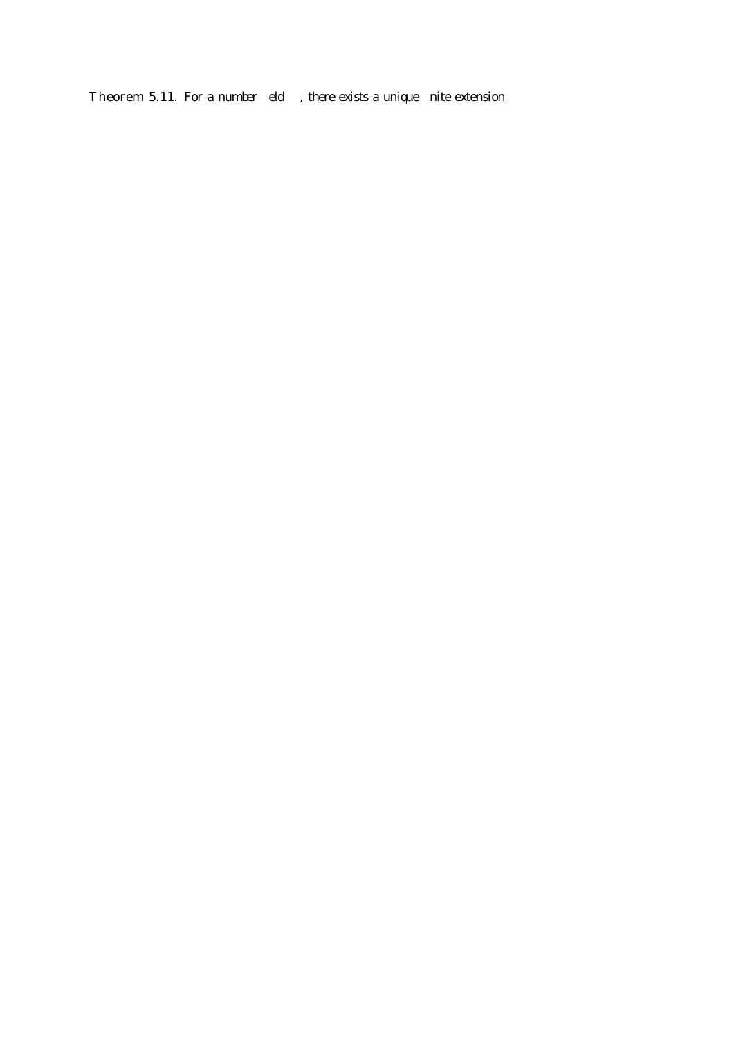**Theorem 5.11.** *For a number eld , there exists a unique nite extension*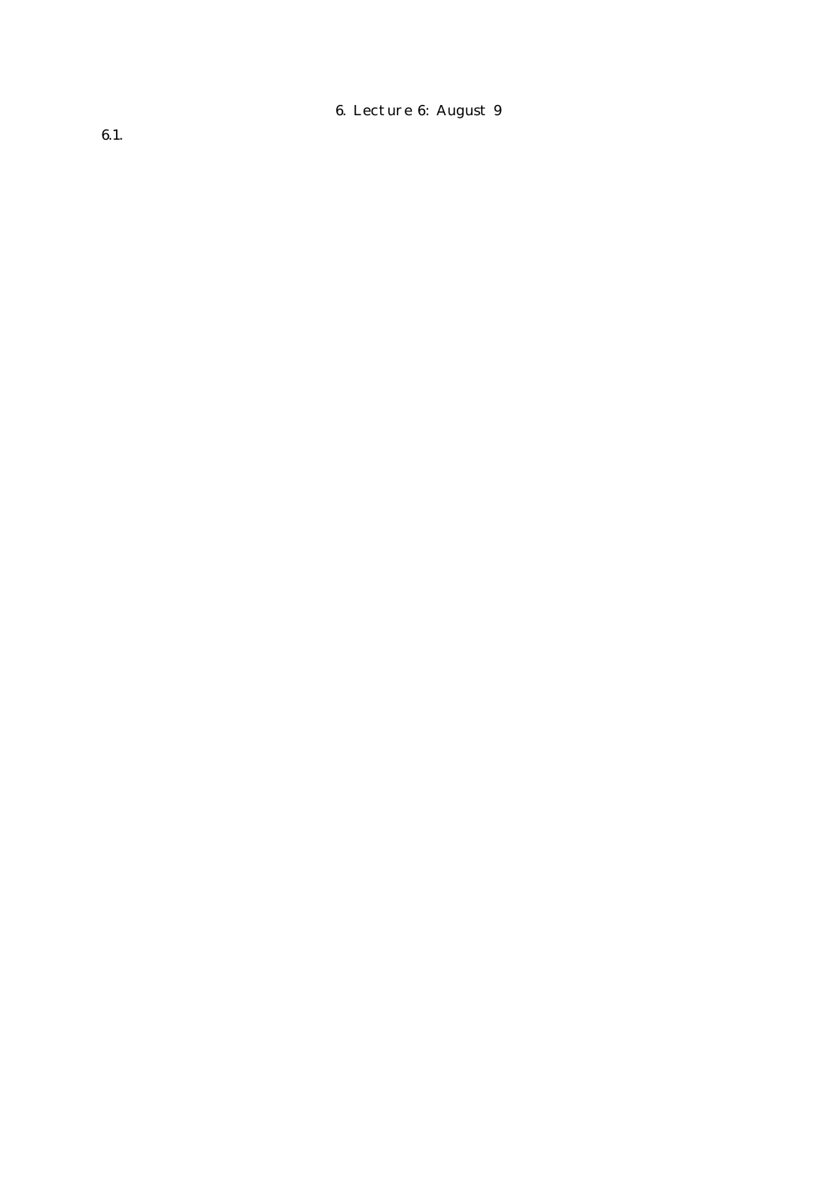# 6. Lecture 6: August 9

6.1.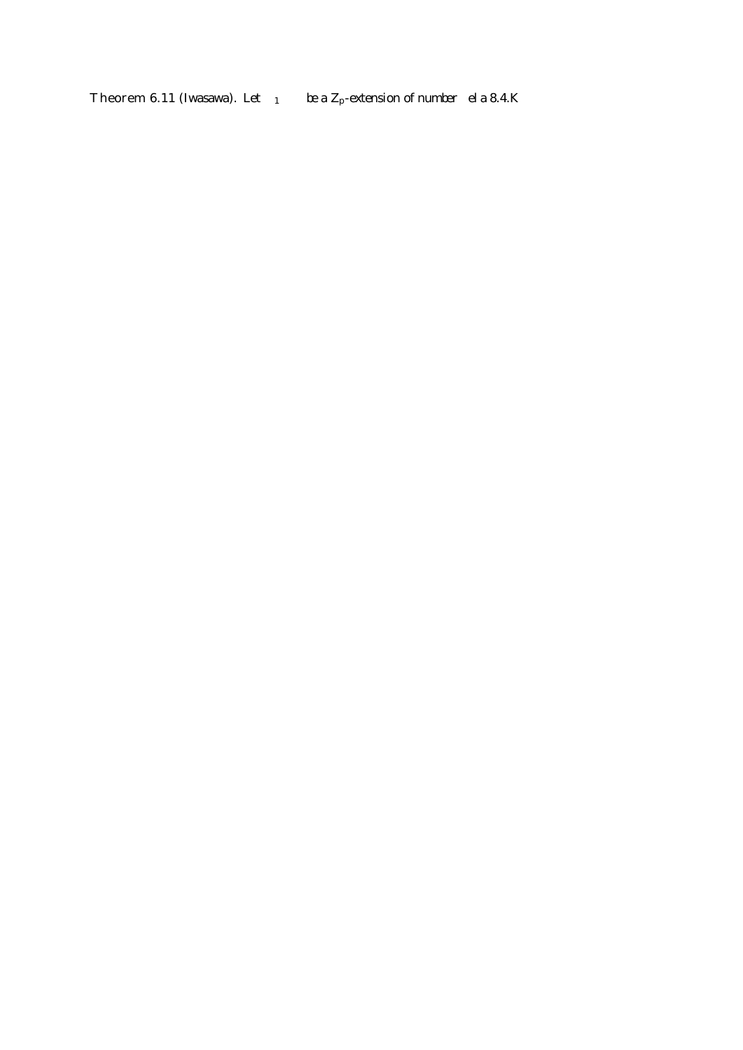**Theorem 6.11 (Iwasawa).** Let $_1$ be a $Z_p$-extension of number el a 8.4.K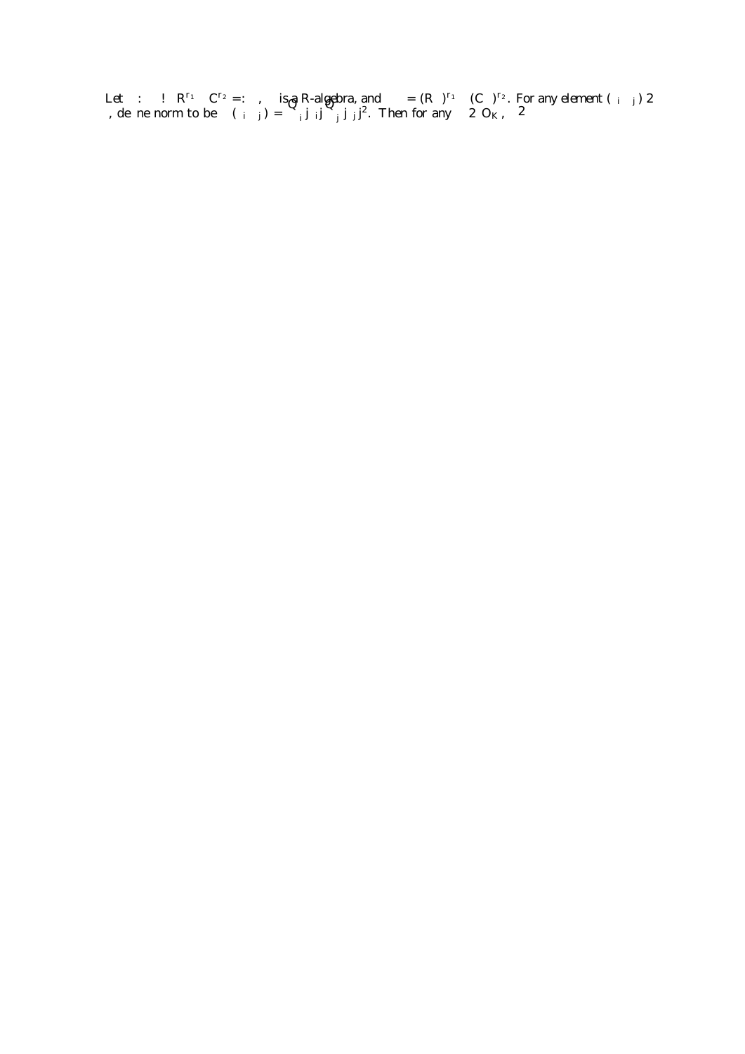Let $\sigma : K \to \mathbb{R}^{r_1} \times \mathbb{C}^{r_2} =: K_{\mathbb{R}}$, $K_{\mathbb{R}}$ is a $\mathbb{R}$-algebra, and $K_{\mathbb{R}}^{\times} = (\mathbb{R}^{\times})^{r_1} \times (\mathbb{C}^{\times})^{r_2}$. For any element $(x_i, y_j) \in K_{\mathbb{R}}$, define norm to be $N(x_i, y_j) = \prod_i |x_i| \prod_j |y_j|^2$. Then for any $\alpha \in O_K$, $\in$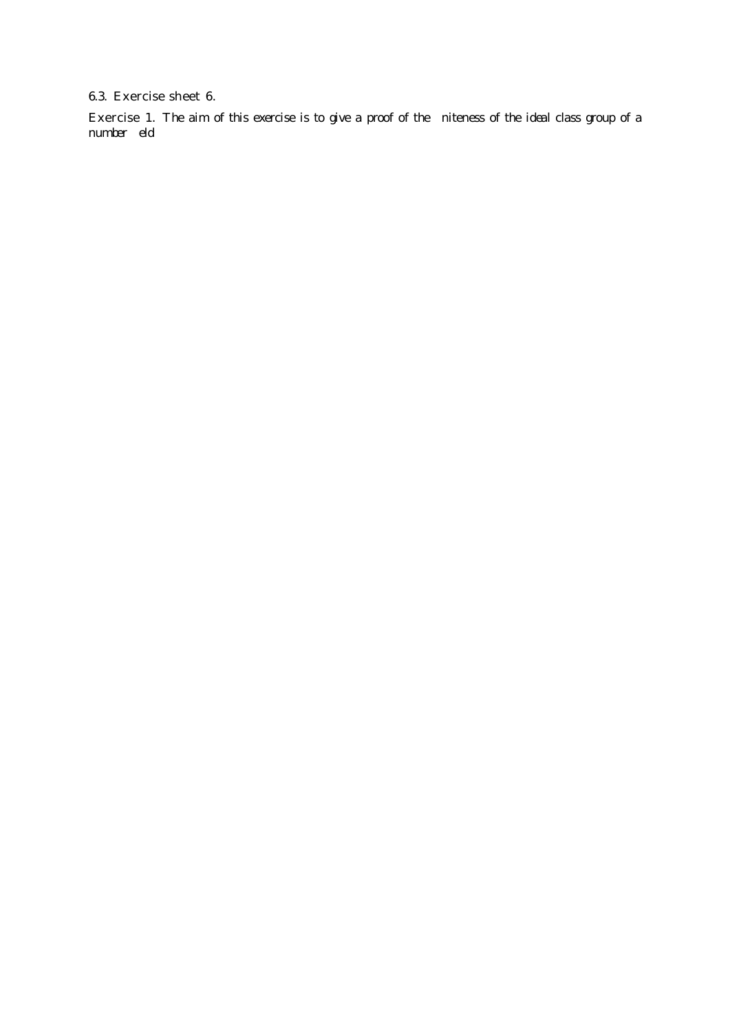6.3. Exercise sheet 6.

Exercise 1. The aim of this exercise is to give a proof of the niteness of the ideal class group of a number eld